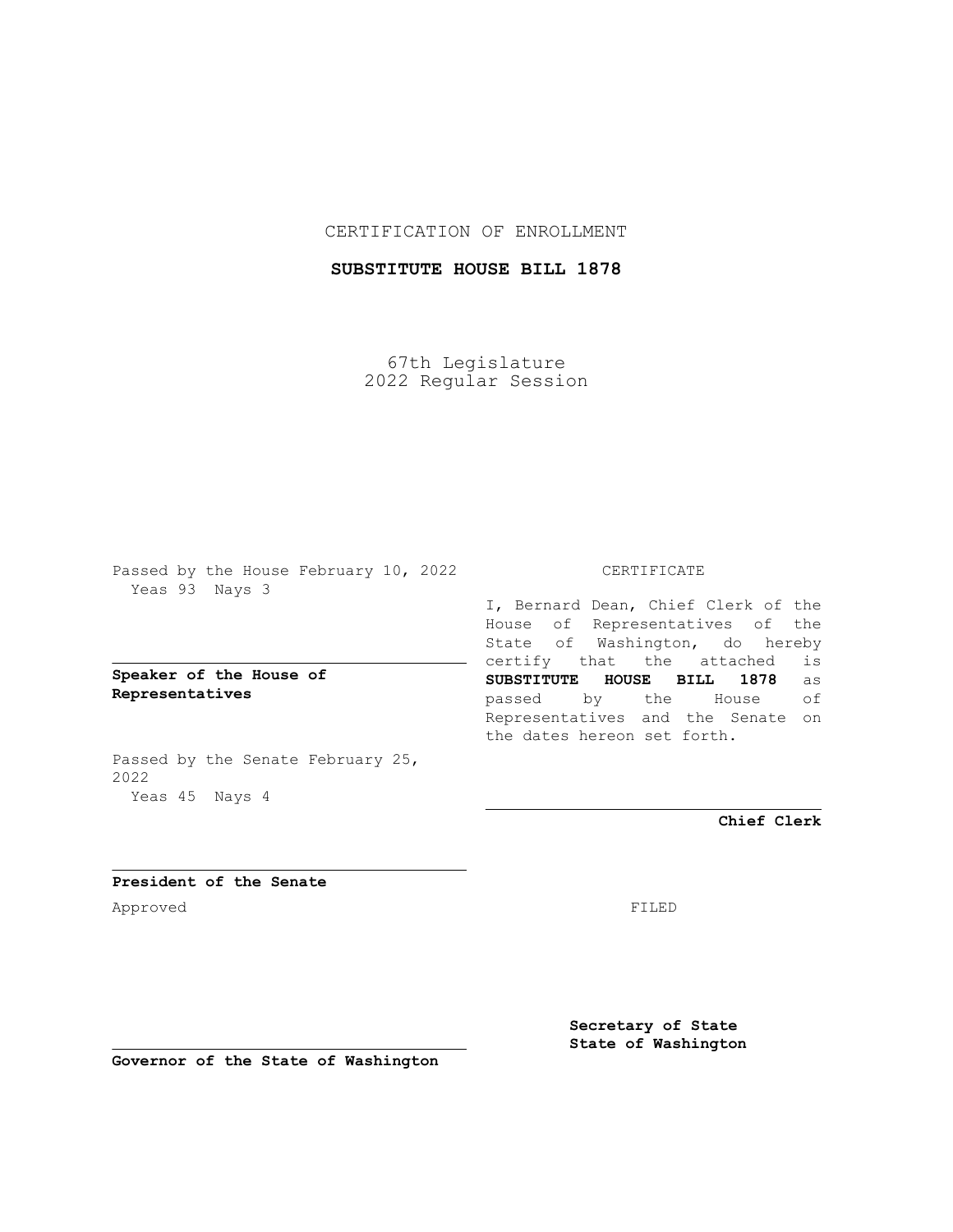CERTIFICATION OF ENROLLMENT

**SUBSTITUTE HOUSE BILL 1878**

67th Legislature
2022 Regular Session

Passed by the House February 10, 2022
Yeas 93 Nays 3

**Speaker of the House of Representatives**

Passed by the Senate February 25, 2022
Yeas 45 Nays 4

**President of the Senate**

Approved

**Governor of the State of Washington**

CERTIFICATE

I, Bernard Dean, Chief Clerk of the House of Representatives of the State of Washington, do hereby certify that the attached is **SUBSTITUTE HOUSE BILL 1878** as passed by the House of Representatives and the Senate on the dates hereon set forth.

**Chief Clerk**

FILED

**Secretary of State**
**State of Washington**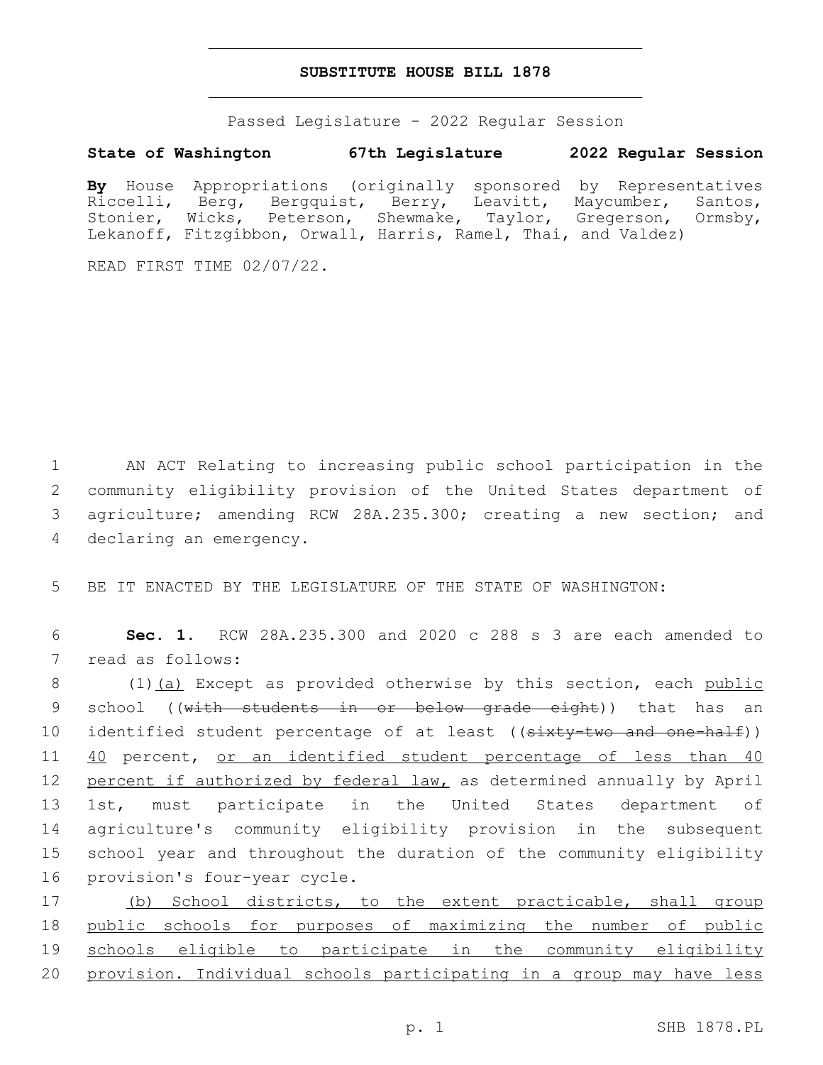# SUBSTITUTE HOUSE BILL 1878

Passed Legislature - 2022 Regular Session

**State of Washington 67th Legislature 2022 Regular Session**

**By** House Appropriations (originally sponsored by Representatives Riccelli, Berg, Bergquist, Berry, Leavitt, Maycumber, Santos, Stonier, Wicks, Peterson, Shewmake, Taylor, Gregerson, Ormsby, Lekanoff, Fitzgibbon, Orwall, Harris, Ramel, Thai, and Valdez)

READ FIRST TIME 02/07/22.

1 AN ACT Relating to increasing public school participation in the 2 community eligibility provision of the United States department of 3 agriculture; amending RCW 28A.235.300; creating a new section; and 4 declaring an emergency.

5 BE IT ENACTED BY THE LEGISLATURE OF THE STATE OF WASHINGTON:

6 **Sec. 1.** RCW 28A.235.300 and 2020 c 288 s 3 are each amended to 7 read as follows:

8 (1)(a) Except as provided otherwise by this section, each public 9 school ((~~with students in or below grade eight~~)) that has an 10 identified student percentage of at least ((~~sixty-two and one-half~~)) 11 40 percent, or an identified student percentage of less than 40 12 percent if authorized by federal law, as determined annually by April 13 1st, must participate in the United States department of 14 agriculture's community eligibility provision in the subsequent 15 school year and throughout the duration of the community eligibility 16 provision's four-year cycle.

17 (b) School districts, to the extent practicable, shall group 18 public schools for purposes of maximizing the number of public 19 schools eligible to participate in the community eligibility 20 provision. Individual schools participating in a group may have less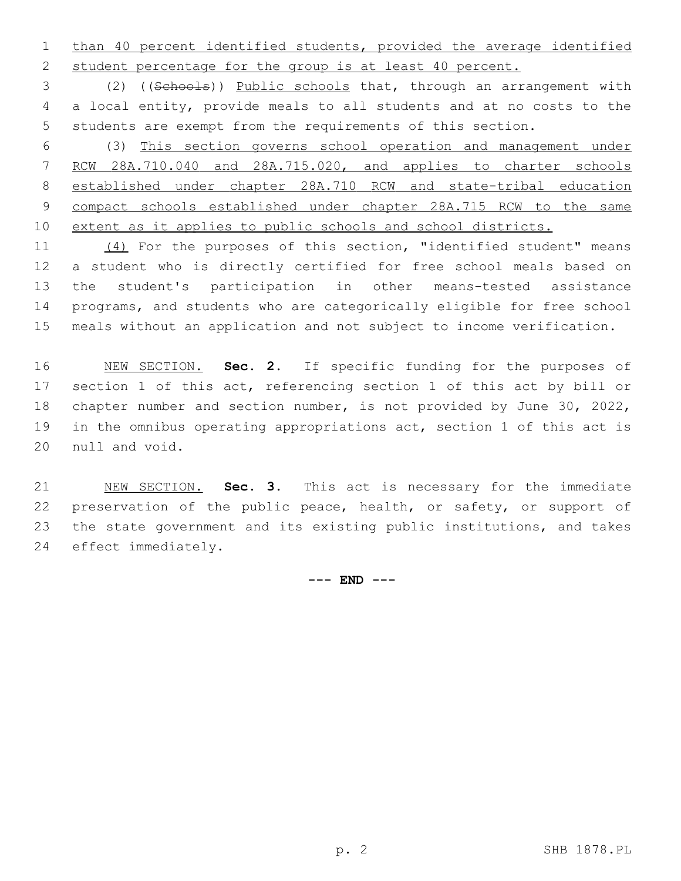than 40 percent identified students, provided the average identified student percentage for the group is at least 40 percent.

(2) ((~~Schools~~)) Public schools that, through an arrangement with a local entity, provide meals to all students and at no costs to the students are exempt from the requirements of this section.

(3) This section governs school operation and management under RCW 28A.710.040 and 28A.715.020, and applies to charter schools established under chapter 28A.710 RCW and state-tribal education compact schools established under chapter 28A.715 RCW to the same extent as it applies to public schools and school districts.

(4) For the purposes of this section, "identified student" means a student who is directly certified for free school meals based on the student's participation in other means-tested assistance programs, and students who are categorically eligible for free school meals without an application and not subject to income verification.

NEW SECTION. **Sec. 2.** If specific funding for the purposes of section 1 of this act, referencing section 1 of this act by bill or chapter number and section number, is not provided by June 30, 2022, in the omnibus operating appropriations act, section 1 of this act is null and void.

NEW SECTION. **Sec. 3.** This act is necessary for the immediate preservation of the public peace, health, or safety, or support of the state government and its existing public institutions, and takes effect immediately.

**--- END ---**